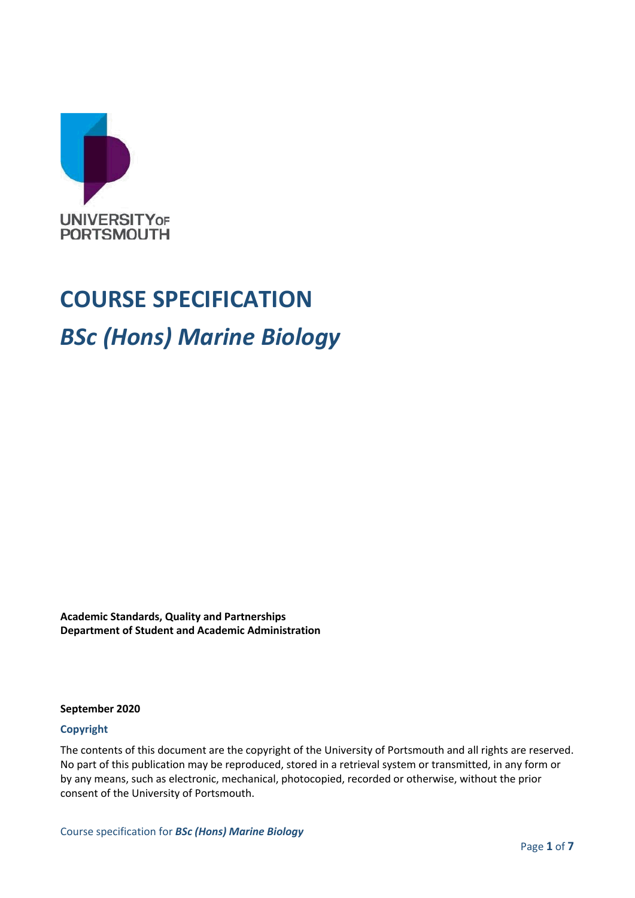UNIVERSITY OF PORTSMOUTH

# COURSE SPECIFICATION

## *BSc (Hons) Marine Biology*

**Academic Standards, Quality and Partnerships**
**Department of Student and Academic Administration**

**September 2020**

### Copyright

The contents of this document are the copyright of the University of Portsmouth and all rights are reserved. No part of this publication may be reproduced, stored in a retrieval system or transmitted, in any form or by any means, such as electronic, mechanical, photocopied, recorded or otherwise, without the prior consent of the University of Portsmouth.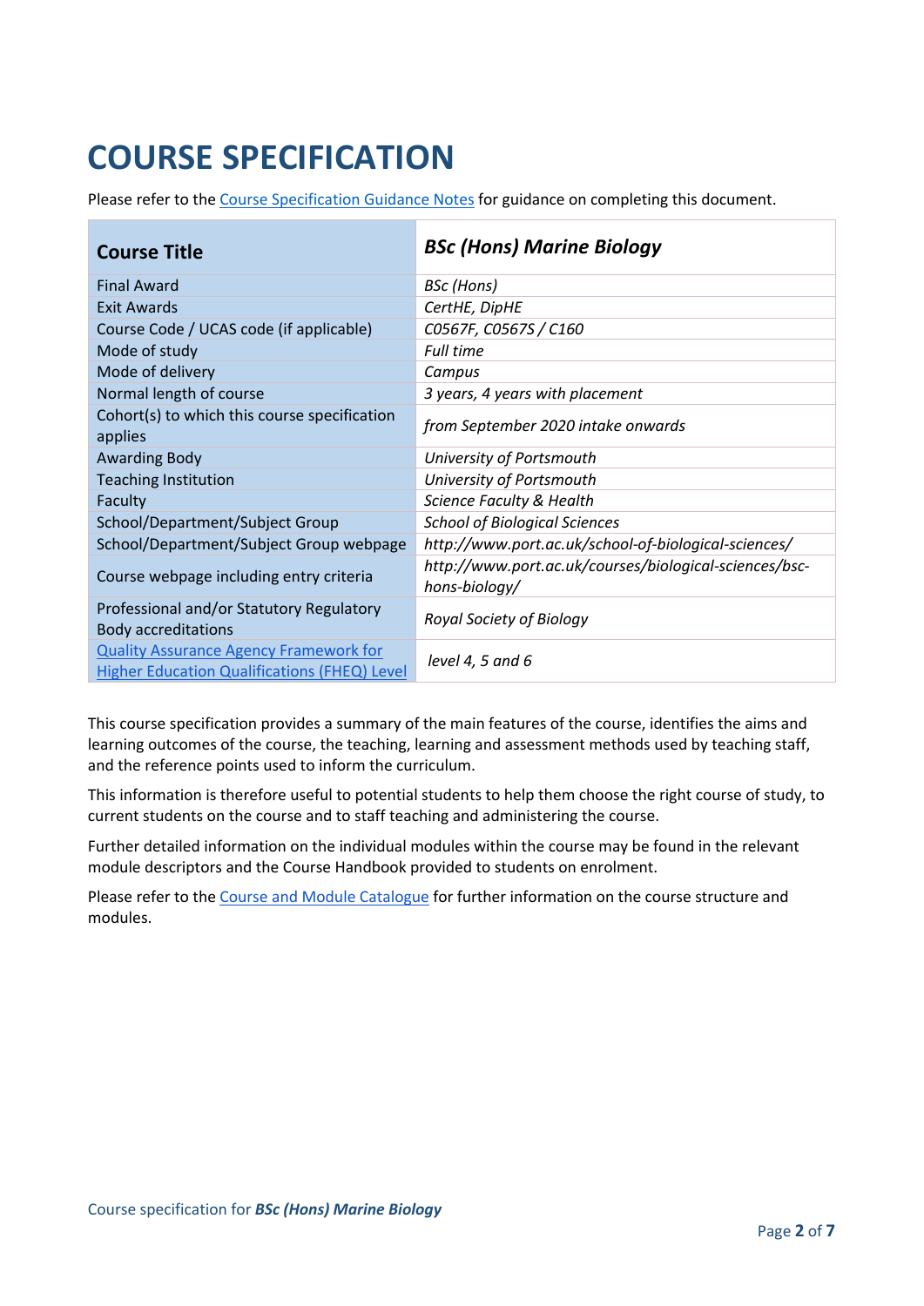# COURSE SPECIFICATION

Please refer to the Course Specification Guidance Notes for guidance on completing this document.

| Course Title | *BSc (Hons) Marine Biology* |
|---|---|
| Final Award | *BSc (Hons)* |
| Exit Awards | *CertHE, DipHE* |
| Course Code / UCAS code (if applicable) | *C0567F, C0567S / C160* |
| Mode of study | *Full time* |
| Mode of delivery | *Campus* |
| Normal length of course | *3 years, 4 years with placement* |
| Cohort(s) to which this course specification applies | *from September 2020 intake onwards* |
| Awarding Body | *University of Portsmouth* |
| Teaching Institution | *University of Portsmouth* |
| Faculty | *Science Faculty & Health* |
| School/Department/Subject Group | *School of Biological Sciences* |
| School/Department/Subject Group webpage | *http://www.port.ac.uk/school-of-biological-sciences/* |
| Course webpage including entry criteria | *http://www.port.ac.uk/courses/biological-sciences/bsc-hons-biology/* |
| Professional and/or Statutory Regulatory Body accreditations | *Royal Society of Biology* |
| Quality Assurance Agency Framework for Higher Education Qualifications (FHEQ) Level | *level 4, 5 and 6* |

This course specification provides a summary of the main features of the course, identifies the aims and learning outcomes of the course, the teaching, learning and assessment methods used by teaching staff, and the reference points used to inform the curriculum.

This information is therefore useful to potential students to help them choose the right course of study, to current students on the course and to staff teaching and administering the course.

Further detailed information on the individual modules within the course may be found in the relevant module descriptors and the Course Handbook provided to students on enrolment.

Please refer to the Course and Module Catalogue for further information on the course structure and modules.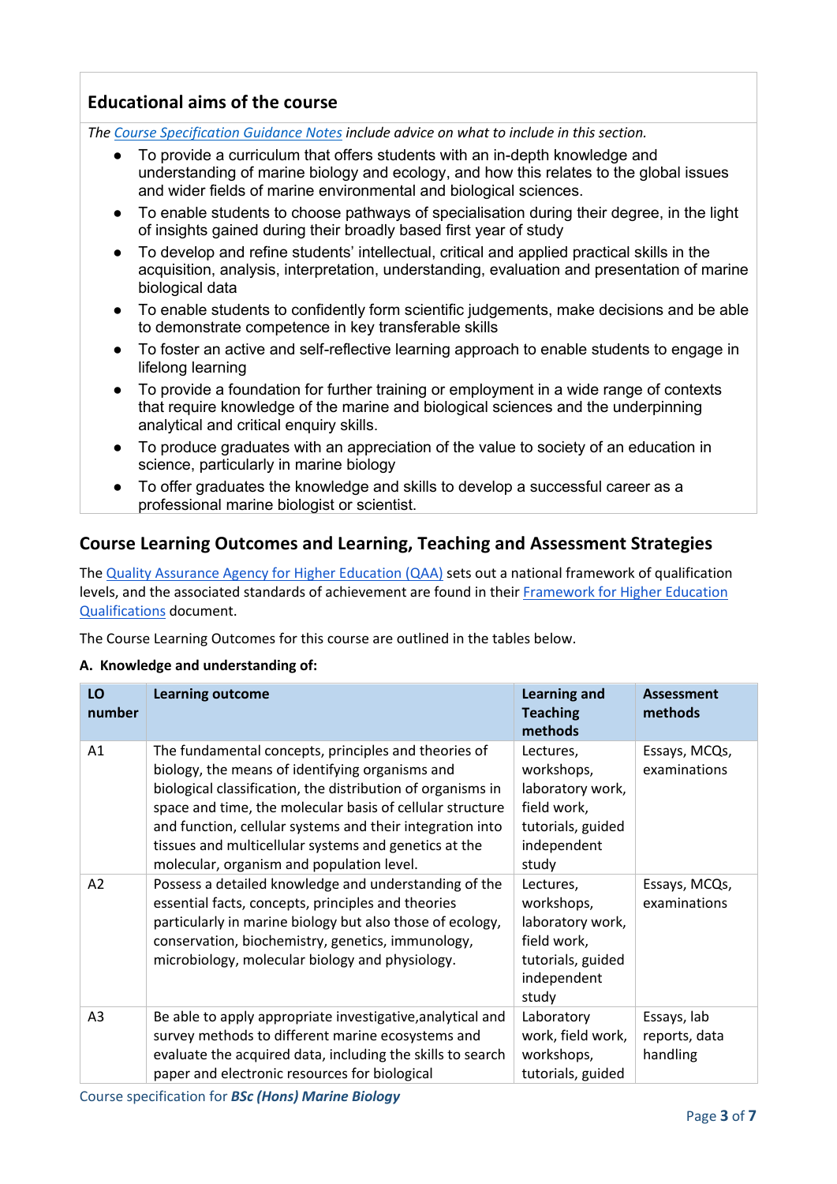## Educational aims of the course

*The Course Specification Guidance Notes include advice on what to include in this section.*

- To provide a curriculum that offers students with an in-depth knowledge and understanding of marine biology and ecology, and how this relates to the global issues and wider fields of marine environmental and biological sciences.
- To enable students to choose pathways of specialisation during their degree, in the light of insights gained during their broadly based first year of study
- To develop and refine students' intellectual, critical and applied practical skills in the acquisition, analysis, interpretation, understanding, evaluation and presentation of marine biological data
- To enable students to confidently form scientific judgements, make decisions and be able to demonstrate competence in key transferable skills
- To foster an active and self-reflective learning approach to enable students to engage in lifelong learning
- To provide a foundation for further training or employment in a wide range of contexts that require knowledge of the marine and biological sciences and the underpinning analytical and critical enquiry skills.
- To produce graduates with an appreciation of the value to society of an education in science, particularly in marine biology
- To offer graduates the knowledge and skills to develop a successful career as a professional marine biologist or scientist.

## Course Learning Outcomes and Learning, Teaching and Assessment Strategies

The Quality Assurance Agency for Higher Education (QAA) sets out a national framework of qualification levels, and the associated standards of achievement are found in their Framework for Higher Education Qualifications document.

The Course Learning Outcomes for this course are outlined in the tables below.

**A. Knowledge and understanding of:**

| LO number | Learning outcome | Learning and Teaching methods | Assessment methods |
|---|---|---|---|
| A1 | The fundamental concepts, principles and theories of biology, the means of identifying organisms and biological classification, the distribution of organisms in space and time, the molecular basis of cellular structure and function, cellular systems and their integration into tissues and multicellular systems and genetics at the molecular, organism and population level. | Lectures, workshops, laboratory work, field work, tutorials, guided independent study | Essays, MCQs, examinations |
| A2 | Possess a detailed knowledge and understanding of the essential facts, concepts, principles and theories particularly in marine biology but also those of ecology, conservation, biochemistry, genetics, immunology, microbiology, molecular biology and physiology. | Lectures, workshops, laboratory work, field work, tutorials, guided independent study | Essays, MCQs, examinations |
| A3 | Be able to apply appropriate investigative,analytical and survey methods to different marine ecosystems and evaluate the acquired data, including the skills to search paper and electronic resources for biological | Laboratory work, field work, workshops, tutorials, guided | Essays, lab reports, data handling |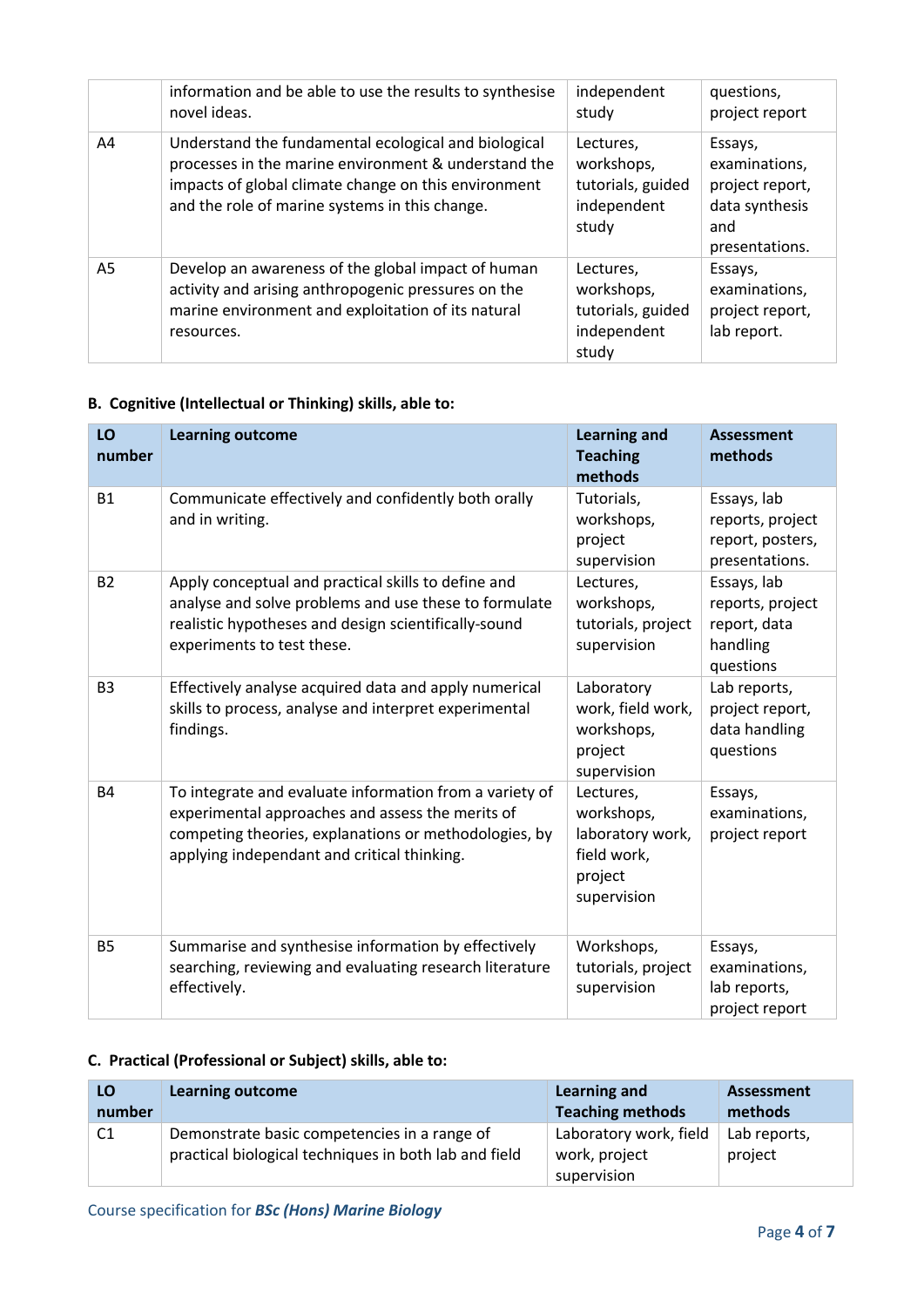|  | information and be able to use the results to synthesise novel ideas. | independent study | questions, project report |
|---|---|---|---|
| A4 | Understand the fundamental ecological and biological processes in the marine environment & understand the impacts of global climate change on this environment and the role of marine systems in this change. | Lectures, workshops, tutorials, guided independent study | Essays, examinations, project report, data synthesis and presentations. |
| A5 | Develop an awareness of the global impact of human activity and arising anthropogenic pressures on the marine environment and exploitation of its natural resources. | Lectures, workshops, tutorials, guided independent study | Essays, examinations, project report, lab report. |

**B. Cognitive (Intellectual or Thinking) skills, able to:**

| LO number | Learning outcome | Learning and Teaching methods | Assessment methods |
|---|---|---|---|
| B1 | Communicate effectively and confidently both orally and in writing. | Tutorials, workshops, project supervision | Essays, lab reports, project report, posters, presentations. |
| B2 | Apply conceptual and practical skills to define and analyse and solve problems and use these to formulate realistic hypotheses and design scientifically-sound experiments to test these. | Lectures, workshops, tutorials, project supervision | Essays, lab reports, project report, data handling questions |
| B3 | Effectively analyse acquired data and apply numerical skills to process, analyse and interpret experimental findings. | Laboratory work, field work, workshops, project supervision | Lab reports, project report, data handling questions |
| B4 | To integrate and evaluate information from a variety of experimental approaches and assess the merits of competing theories, explanations or methodologies, by applying independant and critical thinking. | Lectures, workshops, laboratory work, field work, project supervision | Essays, examinations, project report |
| B5 | Summarise and synthesise information by effectively searching, reviewing and evaluating research literature effectively. | Workshops, tutorials, project supervision | Essays, examinations, lab reports, project report |

**C. Practical (Professional or Subject) skills, able to:**

| LO number | Learning outcome | Learning and Teaching methods | Assessment methods |
|---|---|---|---|
| C1 | Demonstrate basic competencies in a range of practical biological techniques in both lab and field | Laboratory work, field work, project supervision | Lab reports, project |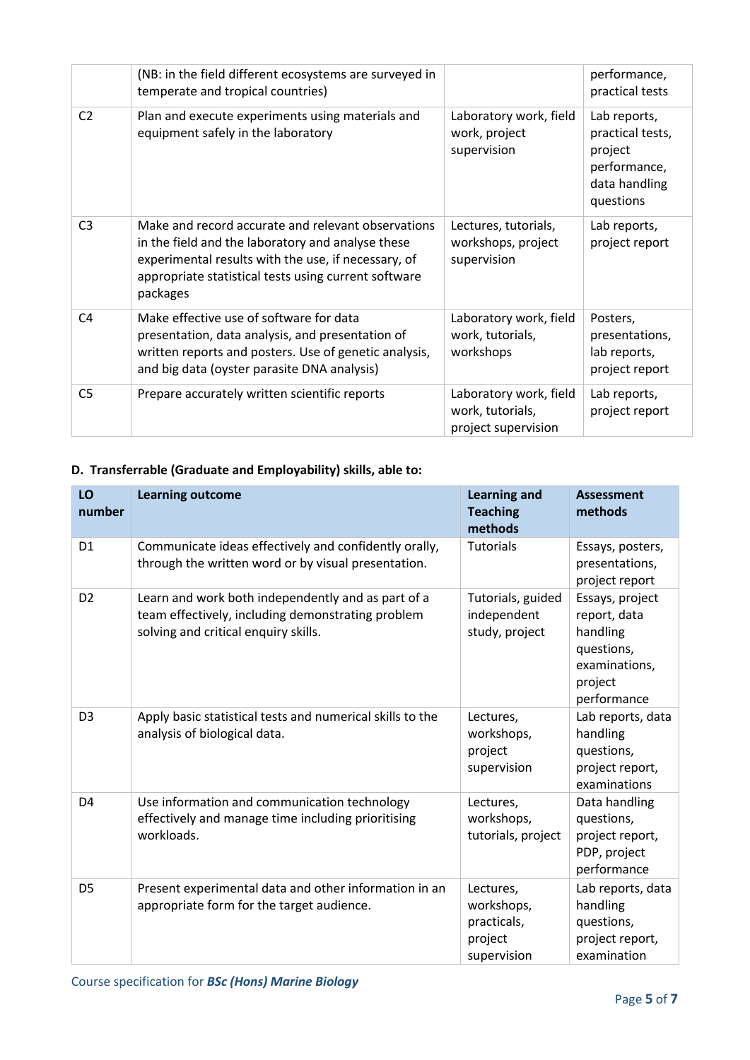|  | (NB: in the field different ecosystems are surveyed in temperate and tropical countries) |  | performance, practical tests |
| --- | --- | --- | --- |
| C2 | Plan and execute experiments using materials and equipment safely in the laboratory | Laboratory work, field work, project supervision | Lab reports, practical tests, project performance, data handling questions |
| C3 | Make and record accurate and relevant observations in the field and the laboratory and analyse these experimental results with the use, if necessary, of appropriate statistical tests using current software packages | Lectures, tutorials, workshops, project supervision | Lab reports, project report |
| C4 | Make effective use of software for data presentation, data analysis, and presentation of written reports and posters. Use of genetic analysis, and big data (oyster parasite DNA analysis) | Laboratory work, field work, tutorials, workshops | Posters, presentations, lab reports, project report |
| C5 | Prepare accurately written scientific reports | Laboratory work, field work, tutorials, project supervision | Lab reports, project report |

**D. Transferrable (Graduate and Employability) skills, able to:**

| LO number | Learning outcome | Learning and Teaching methods | Assessment methods |
| --- | --- | --- | --- |
| D1 | Communicate ideas effectively and confidently orally, through the written word or by visual presentation. | Tutorials | Essays, posters, presentations, project report |
| D2 | Learn and work both independently and as part of a team effectively, including demonstrating problem solving and critical enquiry skills. | Tutorials, guided independent study, project | Essays, project report, data handling questions, examinations, project performance |
| D3 | Apply basic statistical tests and numerical skills to the analysis of biological data. | Lectures, workshops, project supervision | Lab reports, data handling questions, project report, examinations |
| D4 | Use information and communication technology effectively and manage time including prioritising workloads. | Lectures, workshops, tutorials, project | Data handling questions, project report, PDP, project performance |
| D5 | Present experimental data and other information in an appropriate form for the target audience. | Lectures, workshops, practicals, project supervision | Lab reports, data handling questions, project report, examination |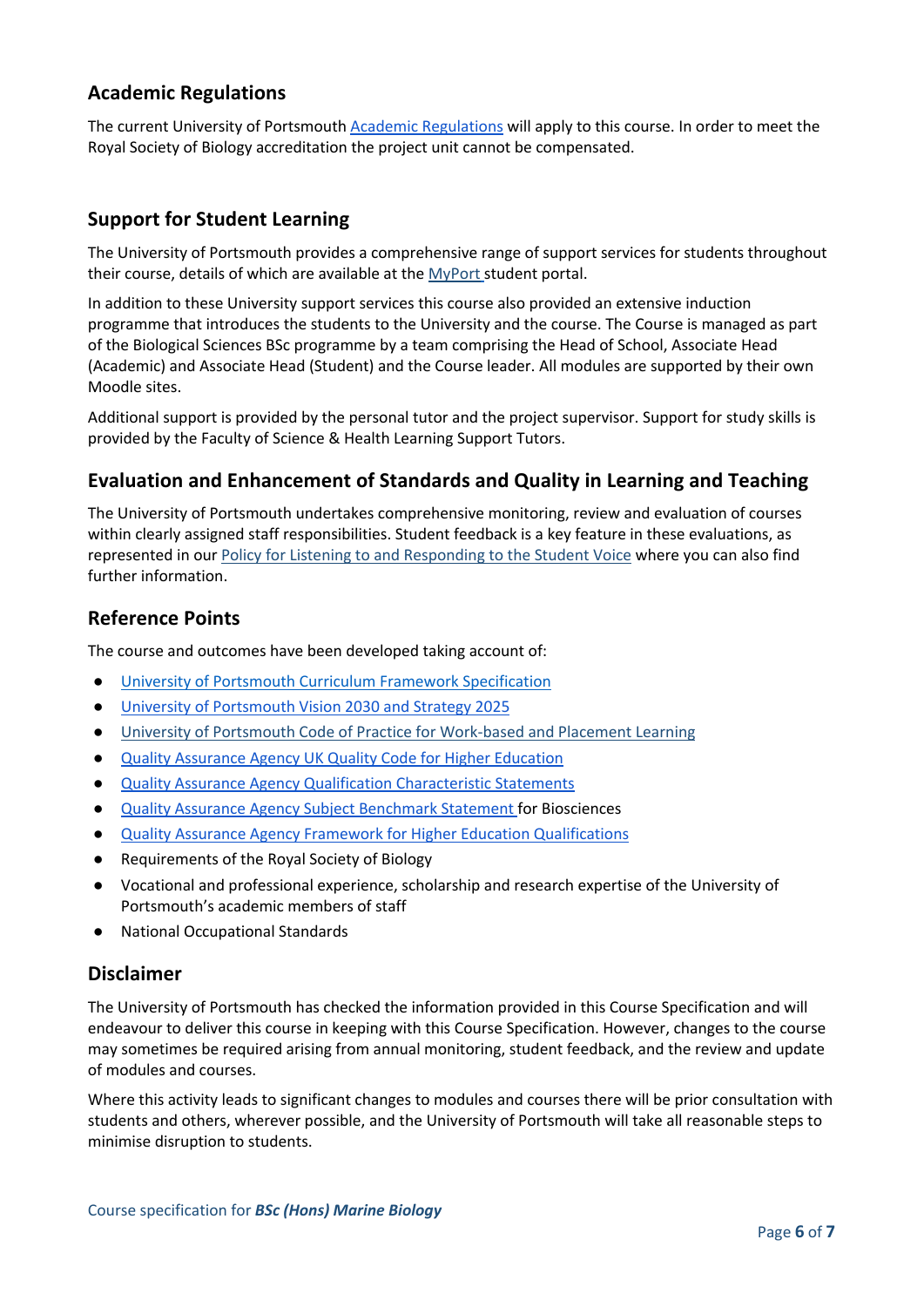## Academic Regulations

The current University of Portsmouth Academic Regulations will apply to this course. In order to meet the Royal Society of Biology accreditation the project unit cannot be compensated.

## Support for Student Learning

The University of Portsmouth provides a comprehensive range of support services for students throughout their course, details of which are available at the MyPort student portal.

In addition to these University support services this course also provided an extensive induction programme that introduces the students to the University and the course. The Course is managed as part of the Biological Sciences BSc programme by a team comprising the Head of School, Associate Head (Academic) and Associate Head (Student) and the Course leader. All modules are supported by their own Moodle sites.

Additional support is provided by the personal tutor and the project supervisor. Support for study skills is provided by the Faculty of Science & Health Learning Support Tutors.

## Evaluation and Enhancement of Standards and Quality in Learning and Teaching

The University of Portsmouth undertakes comprehensive monitoring, review and evaluation of courses within clearly assigned staff responsibilities. Student feedback is a key feature in these evaluations, as represented in our Policy for Listening to and Responding to the Student Voice where you can also find further information.

## Reference Points

The course and outcomes have been developed taking account of:

- University of Portsmouth Curriculum Framework Specification
- University of Portsmouth Vision 2030 and Strategy 2025
- University of Portsmouth Code of Practice for Work-based and Placement Learning
- Quality Assurance Agency UK Quality Code for Higher Education
- Quality Assurance Agency Qualification Characteristic Statements
- Quality Assurance Agency Subject Benchmark Statement for Biosciences
- Quality Assurance Agency Framework for Higher Education Qualifications
- Requirements of the Royal Society of Biology
- Vocational and professional experience, scholarship and research expertise of the University of Portsmouth's academic members of staff
- National Occupational Standards

## Disclaimer

The University of Portsmouth has checked the information provided in this Course Specification and will endeavour to deliver this course in keeping with this Course Specification. However, changes to the course may sometimes be required arising from annual monitoring, student feedback, and the review and update of modules and courses.

Where this activity leads to significant changes to modules and courses there will be prior consultation with students and others, wherever possible, and the University of Portsmouth will take all reasonable steps to minimise disruption to students.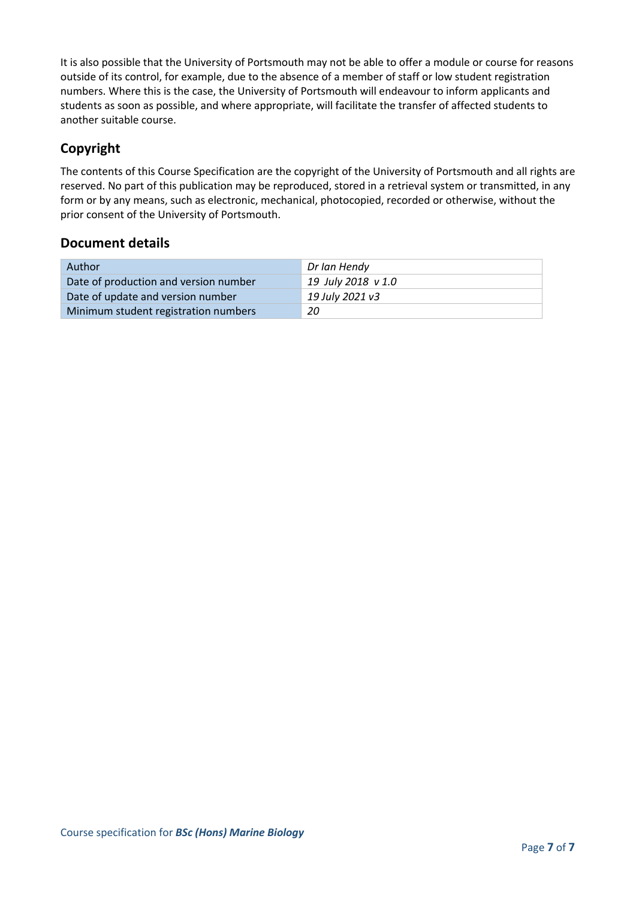It is also possible that the University of Portsmouth may not be able to offer a module or course for reasons outside of its control, for example, due to the absence of a member of staff or low student registration numbers. Where this is the case, the University of Portsmouth will endeavour to inform applicants and students as soon as possible, and where appropriate, will facilitate the transfer of affected students to another suitable course.

## Copyright

The contents of this Course Specification are the copyright of the University of Portsmouth and all rights are reserved. No part of this publication may be reproduced, stored in a retrieval system or transmitted, in any form or by any means, such as electronic, mechanical, photocopied, recorded or otherwise, without the prior consent of the University of Portsmouth.

## Document details

| | |
|---|---|
| Author | *Dr Ian Hendy* |
| Date of production and version number | *19 July 2018 v 1.0* |
| Date of update and version number | *19 July 2021 v3* |
| Minimum student registration numbers | *20* |